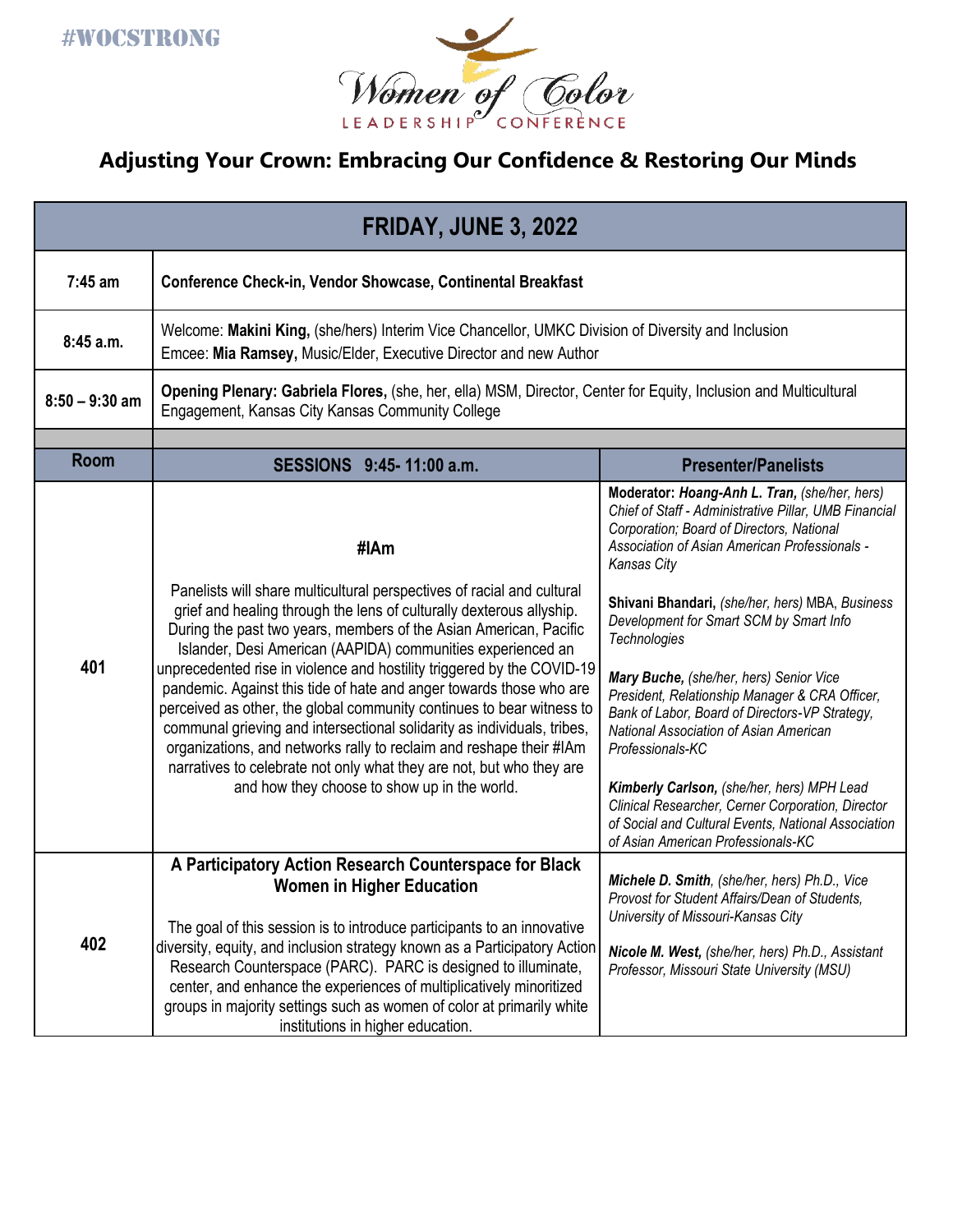#WOCSTRONG

Women of Color LEADERSHIP CONFERENCE

## Adjusting Your Crown: Embracing Our Confidence & Restoring Our Minds

| FRIDAY, JUNE 3, 2022 | | |
|---|---|---|
| **7:45 am** | **Conference Check-in, Vendor Showcase, Continental Breakfast** | |
| **8:45 a.m.** | Welcome: **Makini King,** (she/hers) Interim Vice Chancellor, UMKC Division of Diversity and Inclusion<br>Emcee: **Mia Ramsey,** Music/Elder, Executive Director and new Author | |
| **8:50 – 9:30 am** | **Opening Plenary: Gabriela Flores,** (she, her, ella) MSM, Director, Center for Equity, Inclusion and Multicultural Engagement, Kansas City Kansas Community College | |
| | | |
| **Room** | **SESSIONS 9:45- 11:00 a.m.** | **Presenter/Panelists** |
| **401** | **#IAm**<br><br>Panelists will share multicultural perspectives of racial and cultural grief and healing through the lens of culturally dexterous allyship. During the past two years, members of the Asian American, Pacific Islander, Desi American (AAPIDA) communities experienced an unprecedented rise in violence and hostility triggered by the COVID-19 pandemic. Against this tide of hate and anger towards those who are perceived as other, the global community continues to bear witness to communal grieving and intersectional solidarity as individuals, tribes, organizations, and networks rally to reclaim and reshape their #IAm narratives to celebrate not only what they are not, but who they are and how they choose to show up in the world. | **Moderator: *Hoang-Anh L. Tran,*** *(she/her, hers) Chief of Staff - Administrative Pillar, UMB Financial Corporation; Board of Directors, National Association of Asian American Professionals - Kansas City*<br><br>**Shivani Bhandari,** *(she/her, hers)* MBA, *Business Development for Smart SCM by Smart Info Technologies*<br><br>***Mary Buche,*** *(she/her, hers) Senior Vice President, Relationship Manager & CRA Officer, Bank of Labor, Board of Directors-VP Strategy, National Association of Asian American Professionals-KC*<br><br>***Kimberly Carlson,*** *(she/her, hers) MPH Lead Clinical Researcher, Cerner Corporation, Director of Social and Cultural Events, National Association of Asian American Professionals-KC* |
| **402** | **A Participatory Action Research Counterspace for Black Women in Higher Education**<br><br>The goal of this session is to introduce participants to an innovative diversity, equity, and inclusion strategy known as a Participatory Action Research Counterspace (PARC). PARC is designed to illuminate, center, and enhance the experiences of multiplicatively minoritized groups in majority settings such as women of color at primarily white institutions in higher education. | ***Michele D. Smith****, (she/her, hers) Ph.D., Vice Provost for Student Affairs/Dean of Students, University of Missouri-Kansas City*<br><br>***Nicole M. West,*** *(she/her, hers) Ph.D., Assistant Professor, Missouri State University (MSU)* |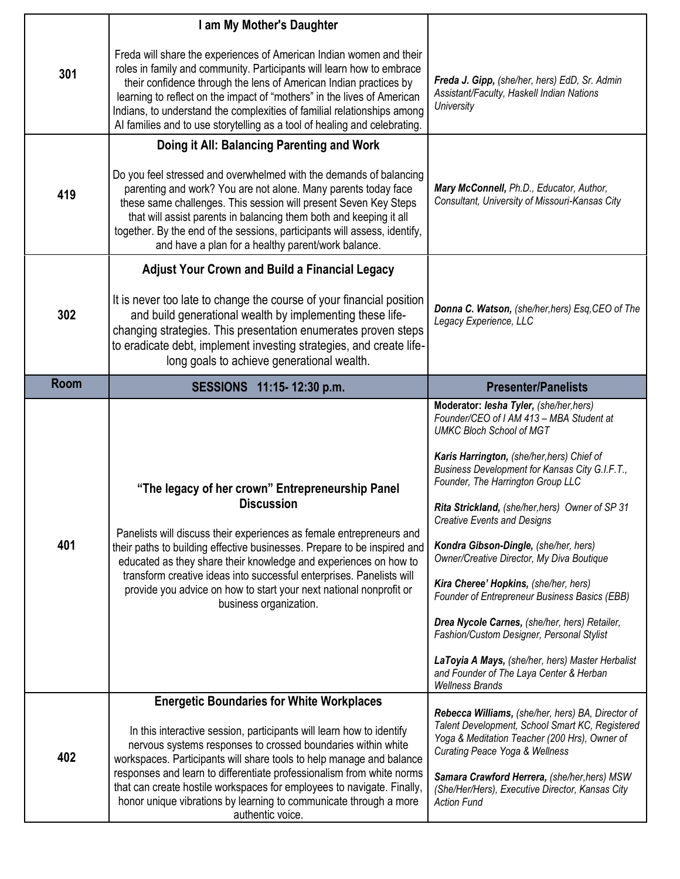| | | |
|---|---|---|
| 301 | **I am My Mother's Daughter**<br><br>Freda will share the experiences of American Indian women and their roles in family and community. Participants will learn how to embrace their confidence through the lens of American Indian practices by learning to reflect on the impact of "mothers" in the lives of American Indians, to understand the complexities of familial relationships among AI families and to use storytelling as a tool of healing and celebrating. | ***Freda J. Gipp,*** *(she/her, hers) EdD, Sr. Admin Assistant/Faculty, Haskell Indian Nations University* |
| 419 | **Doing it All: Balancing Parenting and Work**<br><br>Do you feel stressed and overwhelmed with the demands of balancing parenting and work? You are not alone. Many parents today face these same challenges. This session will present Seven Key Steps that will assist parents in balancing them both and keeping it all together. By the end of the sessions, participants will assess, identify, and have a plan for a healthy parent/work balance. | ***Mary McConnell,*** *Ph.D., Educator, Author, Consultant, University of Missouri-Kansas City* |
| 302 | **Adjust Your Crown and Build a Financial Legacy**<br><br>It is never too late to change the course of your financial position and build generational wealth by implementing these life-changing strategies. This presentation enumerates proven steps to eradicate debt, implement investing strategies, and create life-long goals to achieve generational wealth. | ***Donna C. Watson,*** *(she/her,hers) Esq,CEO of The Legacy Experience, LLC* |
| **Room** | **SESSIONS 11:15- 12:30 p.m.** | **Presenter/Panelists** |
| 401 | **"The legacy of her crown" Entrepreneurship Panel Discussion**<br><br>Panelists will discuss their experiences as female entrepreneurs and their paths to building effective businesses. Prepare to be inspired and educated as they share their knowledge and experiences on how to transform creative ideas into successful enterprises. Panelists will provide you advice on how to start your next national nonprofit or business organization. | **Moderator: *Iesha Tyler,*** *(she/her,hers) Founder/CEO of I AM 413 – MBA Student at UMKC Bloch School of MGT*<br><br>***Karis Harrington,*** *(she/her,hers) Chief of Business Development for Kansas City G.I.F.T., Founder, The Harrington Group LLC*<br><br>***Rita Strickland,*** *(she/her,hers) Owner of SP 31 Creative Events and Designs*<br><br>***Kondra Gibson-Dingle,*** *(she/her, hers) Owner/Creative Director, My Diva Boutique*<br><br>***Kira Cheree' Hopkins,*** *(she/her, hers) Founder of Entrepreneur Business Basics (EBB)*<br><br>***Drea Nycole Carnes,*** *(she/her, hers) Retailer, Fashion/Custom Designer, Personal Stylist*<br><br>***LaToyia A Mays,*** *(she/her, hers) Master Herbalist and Founder of The Laya Center & Herban Wellness Brands* |
| 402 | **Energetic Boundaries for White Workplaces**<br><br>In this interactive session, participants will learn how to identify nervous systems responses to crossed boundaries within white workspaces. Participants will share tools to help manage and balance responses and learn to differentiate professionalism from white norms that can create hostile workspaces for employees to navigate. Finally, honor unique vibrations by learning to communicate through a more authentic voice. | ***Rebecca Williams,*** *(she/her, hers) BA, Director of Talent Development, School Smart KC, Registered Yoga & Meditation Teacher (200 Hrs), Owner of Curating Peace Yoga & Wellness*<br><br>***Samara Crawford Herrera,*** *(she/her,hers) MSW (She/Her/Hers), Executive Director, Kansas City Action Fund* |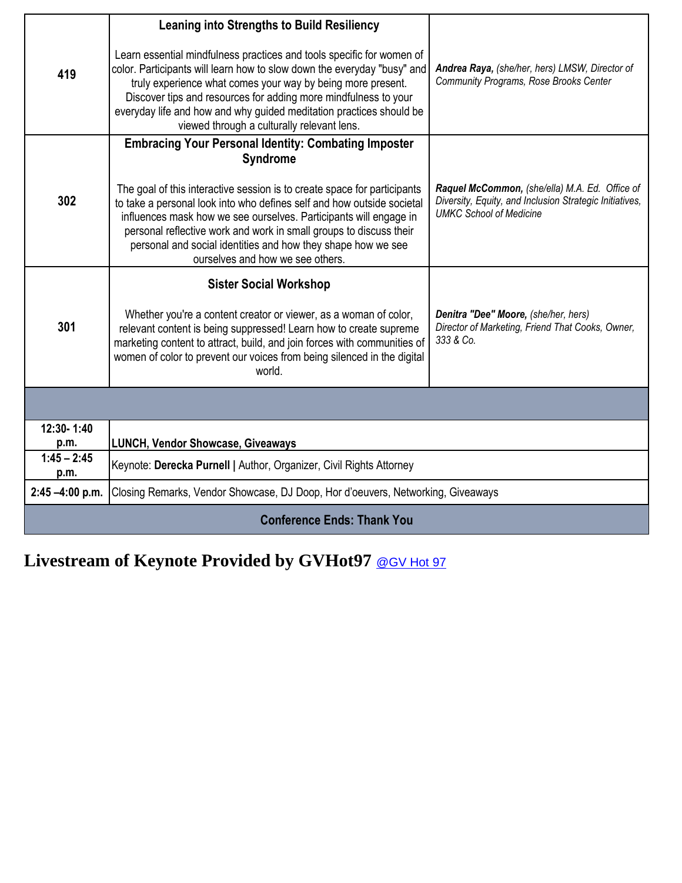| | | |
|---|---|---|
| 419 | **Leaning into Strengths to Build Resiliency**<br><br>Learn essential mindfulness practices and tools specific for women of color. Participants will learn how to slow down the everyday "busy" and truly experience what comes your way by being more present. Discover tips and resources for adding more mindfulness to your everyday life and how and why guided meditation practices should be viewed through a culturally relevant lens. | ***Andrea Raya,*** *(she/her, hers) LMSW, Director of Community Programs, Rose Brooks Center* |
| 302 | **Embracing Your Personal Identity: Combating Imposter Syndrome**<br><br>The goal of this interactive session is to create space for participants to take a personal look into who defines self and how outside societal influences mask how we see ourselves. Participants will engage in personal reflective work and work in small groups to discuss their personal and social identities and how they shape how we see ourselves and how we see others. | ***Raquel McCommon,*** *(she/ella) M.A. Ed. Office of Diversity, Equity, and Inclusion Strategic Initiatives, UMKC School of Medicine* |
| 301 | **Sister Social Workshop**<br><br>Whether you're a content creator or viewer, as a woman of color, relevant content is being suppressed! Learn how to create supreme marketing content to attract, build, and join forces with communities of women of color to prevent our voices from being silenced in the digital world. | ***Denitra "Dee" Moore,*** *(she/her, hers) Director of Marketing, Friend That Cooks, Owner, 333 & Co.* |
| | | |
| **12:30- 1:40 p.m.** | **LUNCH, Vendor Showcase, Giveaways** | |
| **1:45 – 2:45 p.m.** | Keynote: **Derecka Purnell \|** Author, Organizer, Civil Rights Attorney | |
| **2:45 –4:00 p.m.** | Closing Remarks, Vendor Showcase, DJ Doop, Hor d'oeuvers, Networking, Giveaways | |
| **Conference Ends: Thank You** | | |

## Livestream of Keynote Provided by GVHot97 @GV Hot 97